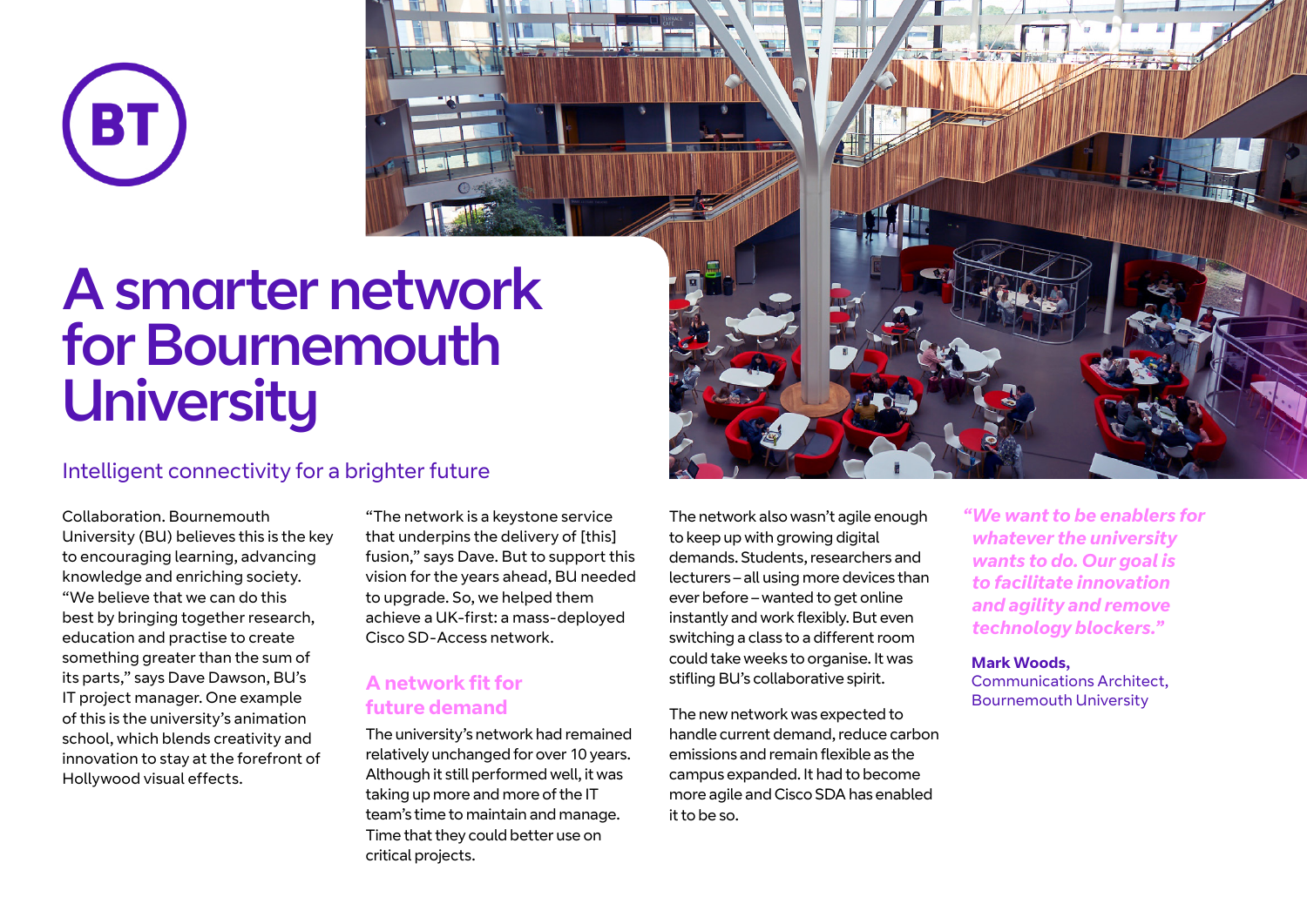# A smarter network for Bournemouth University

## Intelligent connectivity for a brighter future

Collaboration. Bournemouth University (BU) believes this is the key to encouraging learning, advancing knowledge and enriching society. "We believe that we can do this best by bringing together research, education and practise to create something greater than the sum of its parts," says Dave Dawson, BU's IT project manager. One example of this is the university's animation school, which blends creativity and innovation to stay at the forefront of Hollywood visual effects.

"The network is a keystone service that underpins the delivery of [this] fusion," says Dave. But to support this vision for the years ahead, BU needed to upgrade. So, we helped them achieve a UK-first: a mass-deployed Cisco SD-Access network.

### A network fit for future demand

The university's network had remained relatively unchanged for over 10 years. Although it still performed well, it was taking up more and more of the IT team's time to maintain and manage. Time that they could better use on critical projects.

The network also wasn't agile enough to keep up with growing digital demands. Students, researchers and lecturers – all using more devices than ever before – wanted to get online instantly and work flexibly. But even switching a class to a different room could take weeks to organise. It was stifling BU's collaborative spirit.

The new network was expected to handle current demand, reduce carbon emissions and remain flexible as the campus expanded. It had to become more agile and Cisco SDA has enabled it to be so.

> ***"We want to be enablers for whatever the university wants to do. Our goal is to facilitate innovation and agility and remove technology blockers."***
>
> **Mark Woods,**
> Communications Architect,
> Bournemouth University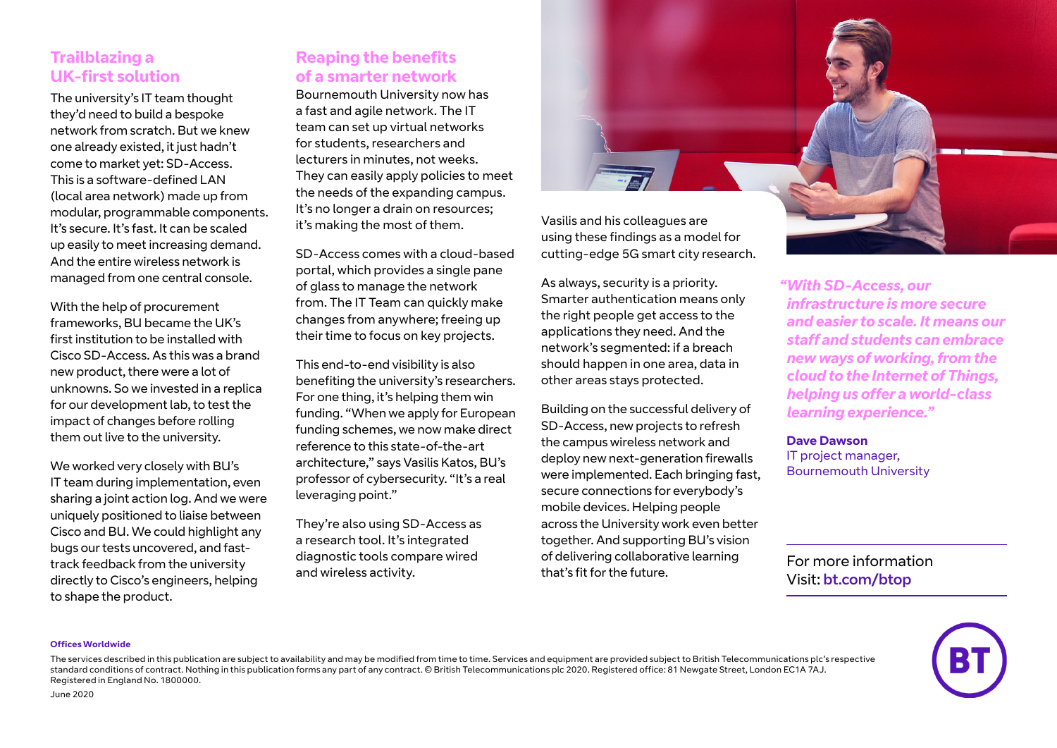## Trailblazing a UK-first solution

The university's IT team thought they'd need to build a bespoke network from scratch. But we knew one already existed, it just hadn't come to market yet: SD-Access. This is a software-defined LAN (local area network) made up from modular, programmable components. It's secure. It's fast. It can be scaled up easily to meet increasing demand. And the entire wireless network is managed from one central console.

With the help of procurement frameworks, BU became the UK's first institution to be installed with Cisco SD-Access. As this was a brand new product, there were a lot of unknowns. So we invested in a replica for our development lab, to test the impact of changes before rolling them out live to the university.

We worked very closely with BU's IT team during implementation, even sharing a joint action log. And we were uniquely positioned to liaise between Cisco and BU. We could highlight any bugs our tests uncovered, and fast-track feedback from the university directly to Cisco's engineers, helping to shape the product.

## Reaping the benefits of a smarter network

Bournemouth University now has a fast and agile network. The IT team can set up virtual networks for students, researchers and lecturers in minutes, not weeks. They can easily apply policies to meet the needs of the expanding campus. It's no longer a drain on resources; it's making the most of them.

SD-Access comes with a cloud-based portal, which provides a single pane of glass to manage the network from. The IT Team can quickly make changes from anywhere; freeing up their time to focus on key projects.

This end-to-end visibility is also benefiting the university's researchers. For one thing, it's helping them win funding. "When we apply for European funding schemes, we now make direct reference to this state-of-the-art architecture," says Vasilis Katos, BU's professor of cybersecurity. "It's a real leveraging point."

They're also using SD-Access as a research tool. It's integrated diagnostic tools compare wired and wireless activity.

Vasilis and his colleagues are using these findings as a model for cutting-edge 5G smart city research.

As always, security is a priority. Smarter authentication means only the right people get access to the applications they need. And the network's segmented: if a breach should happen in one area, data in other areas stays protected.

Building on the successful delivery of SD-Access, new projects to refresh the campus wireless network and deploy new next-generation firewalls were implemented. Each bringing fast, secure connections for everybody's mobile devices. Helping people across the University work even better together. And supporting BU's vision of delivering collaborative learning that's fit for the future.

***"With SD-Access, our infrastructure is more secure and easier to scale. It means our staff and students can embrace new ways of working, from the cloud to the Internet of Things, helping us offer a world-class learning experience."***

**Dave Dawson**
IT project manager,
Bournemouth University

For more information
Visit: bt.com/btop

**Offices Worldwide**

The services described in this publication are subject to availability and may be modified from time to time. Services and equipment are provided subject to British Telecommunications plc's respective standard conditions of contract. Nothing in this publication forms any part of any contract. © British Telecommunications plc 2020. Registered office: 81 Newgate Street, London EC1A 7AJ. Registered in England No. 1800000.

June 2020